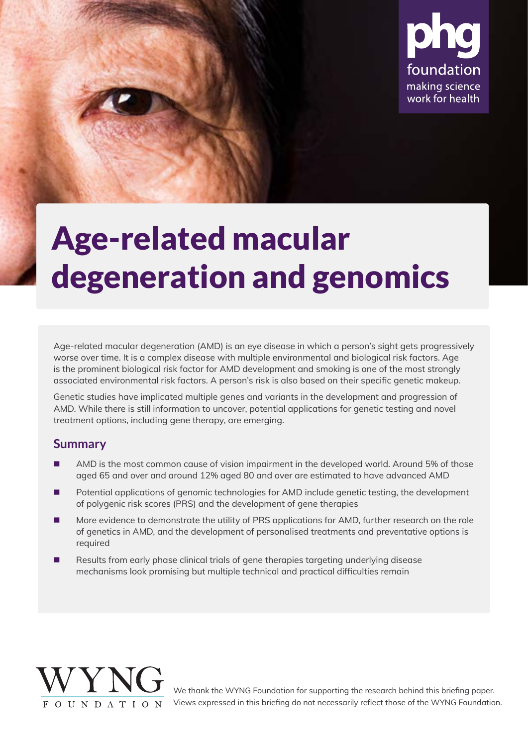phg foundation
making science work for health

# Age-related macular degeneration and genomics

Age-related macular degeneration (AMD) is an eye disease in which a person's sight gets progressively worse over time. It is a complex disease with multiple environmental and biological risk factors. Age is the prominent biological risk factor for AMD development and smoking is one of the most strongly associated environmental risk factors. A person's risk is also based on their specific genetic makeup.

Genetic studies have implicated multiple genes and variants in the development and progression of AMD. While there is still information to uncover, potential applications for genetic testing and novel treatment options, including gene therapy, are emerging.

## Summary

- AMD is the most common cause of vision impairment in the developed world. Around 5% of those aged 65 and over and around 12% aged 80 and over are estimated to have advanced AMD
- Potential applications of genomic technologies for AMD include genetic testing, the development of polygenic risk scores (PRS) and the development of gene therapies
- More evidence to demonstrate the utility of PRS applications for AMD, further research on the role of genetics in AMD, and the development of personalised treatments and preventative options is required
- Results from early phase clinical trials of gene therapies targeting underlying disease mechanisms look promising but multiple technical and practical difficulties remain

WYNG FOUNDATION

We thank the WYNG Foundation for supporting the research behind this briefing paper. Views expressed in this briefing do not necessarily reflect those of the WYNG Foundation.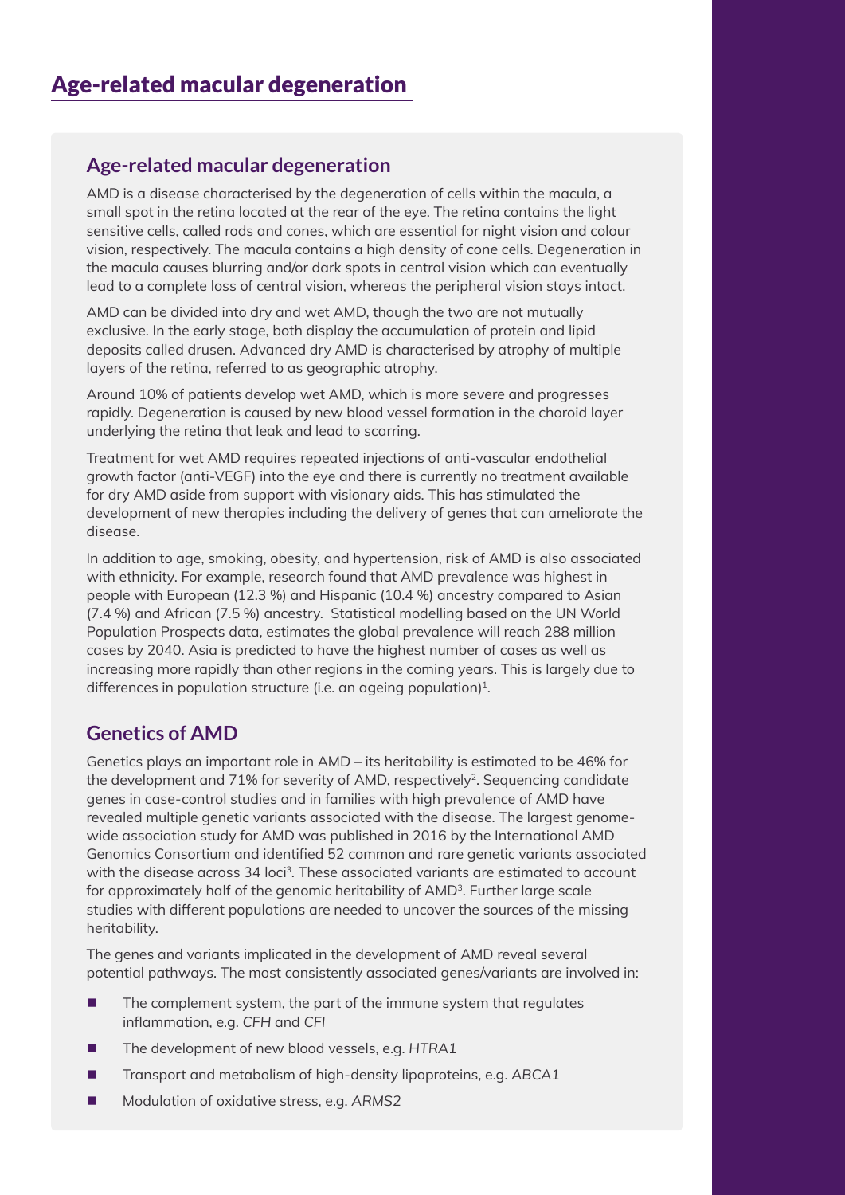# Age-related macular degeneration

## Age-related macular degeneration

AMD is a disease characterised by the degeneration of cells within the macula, a small spot in the retina located at the rear of the eye. The retina contains the light sensitive cells, called rods and cones, which are essential for night vision and colour vision, respectively. The macula contains a high density of cone cells. Degeneration in the macula causes blurring and/or dark spots in central vision which can eventually lead to a complete loss of central vision, whereas the peripheral vision stays intact.

AMD can be divided into dry and wet AMD, though the two are not mutually exclusive. In the early stage, both display the accumulation of protein and lipid deposits called drusen. Advanced dry AMD is characterised by atrophy of multiple layers of the retina, referred to as geographic atrophy.

Around 10% of patients develop wet AMD, which is more severe and progresses rapidly. Degeneration is caused by new blood vessel formation in the choroid layer underlying the retina that leak and lead to scarring.

Treatment for wet AMD requires repeated injections of anti-vascular endothelial growth factor (anti-VEGF) into the eye and there is currently no treatment available for dry AMD aside from support with visionary aids. This has stimulated the development of new therapies including the delivery of genes that can ameliorate the disease.

In addition to age, smoking, obesity, and hypertension, risk of AMD is also associated with ethnicity. For example, research found that AMD prevalence was highest in people with European (12.3 %) and Hispanic (10.4 %) ancestry compared to Asian (7.4 %) and African (7.5 %) ancestry. Statistical modelling based on the UN World Population Prospects data, estimates the global prevalence will reach 288 million cases by 2040. Asia is predicted to have the highest number of cases as well as increasing more rapidly than other regions in the coming years. This is largely due to differences in population structure (i.e. an ageing population)[1].

## Genetics of AMD

Genetics plays an important role in AMD – its heritability is estimated to be 46% for the development and 71% for severity of AMD, respectively[2]. Sequencing candidate genes in case-control studies and in families with high prevalence of AMD have revealed multiple genetic variants associated with the disease. The largest genome-wide association study for AMD was published in 2016 by the International AMD Genomics Consortium and identified 52 common and rare genetic variants associated with the disease across 34 loci[3]. These associated variants are estimated to account for approximately half of the genomic heritability of AMD[3]. Further large scale studies with different populations are needed to uncover the sources of the missing heritability.

The genes and variants implicated in the development of AMD reveal several potential pathways. The most consistently associated genes/variants are involved in:

- The complement system, the part of the immune system that regulates inflammation, e.g. *CFH* and *CFI*
- The development of new blood vessels, e.g. *HTRA1*
- Transport and metabolism of high-density lipoproteins, e.g. *ABCA1*
- Modulation of oxidative stress, e.g. *ARMS2*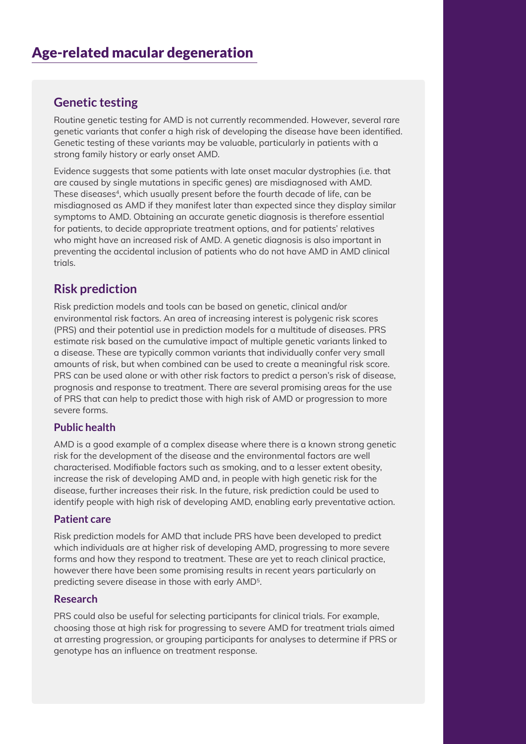# Age-related macular degeneration

## Genetic testing

Routine genetic testing for AMD is not currently recommended. However, several rare genetic variants that confer a high risk of developing the disease have been identified. Genetic testing of these variants may be valuable, particularly in patients with a strong family history or early onset AMD.

Evidence suggests that some patients with late onset macular dystrophies (i.e. that are caused by single mutations in specific genes) are misdiagnosed with AMD. These diseases[4], which usually present before the fourth decade of life, can be misdiagnosed as AMD if they manifest later than expected since they display similar symptoms to AMD. Obtaining an accurate genetic diagnosis is therefore essential for patients, to decide appropriate treatment options, and for patients' relatives who might have an increased risk of AMD. A genetic diagnosis is also important in preventing the accidental inclusion of patients who do not have AMD in AMD clinical trials.

## Risk prediction

Risk prediction models and tools can be based on genetic, clinical and/or environmental risk factors. An area of increasing interest is polygenic risk scores (PRS) and their potential use in prediction models for a multitude of diseases. PRS estimate risk based on the cumulative impact of multiple genetic variants linked to a disease. These are typically common variants that individually confer very small amounts of risk, but when combined can be used to create a meaningful risk score. PRS can be used alone or with other risk factors to predict a person's risk of disease, prognosis and response to treatment. There are several promising areas for the use of PRS that can help to predict those with high risk of AMD or progression to more severe forms.

### Public health

AMD is a good example of a complex disease where there is a known strong genetic risk for the development of the disease and the environmental factors are well characterised. Modifiable factors such as smoking, and to a lesser extent obesity, increase the risk of developing AMD and, in people with high genetic risk for the disease, further increases their risk. In the future, risk prediction could be used to identify people with high risk of developing AMD, enabling early preventative action.

### Patient care

Risk prediction models for AMD that include PRS have been developed to predict which individuals are at higher risk of developing AMD, progressing to more severe forms and how they respond to treatment. These are yet to reach clinical practice, however there have been some promising results in recent years particularly on predicting severe disease in those with early AMD[5].

### Research

PRS could also be useful for selecting participants for clinical trials. For example, choosing those at high risk for progressing to severe AMD for treatment trials aimed at arresting progression, or grouping participants for analyses to determine if PRS or genotype has an influence on treatment response.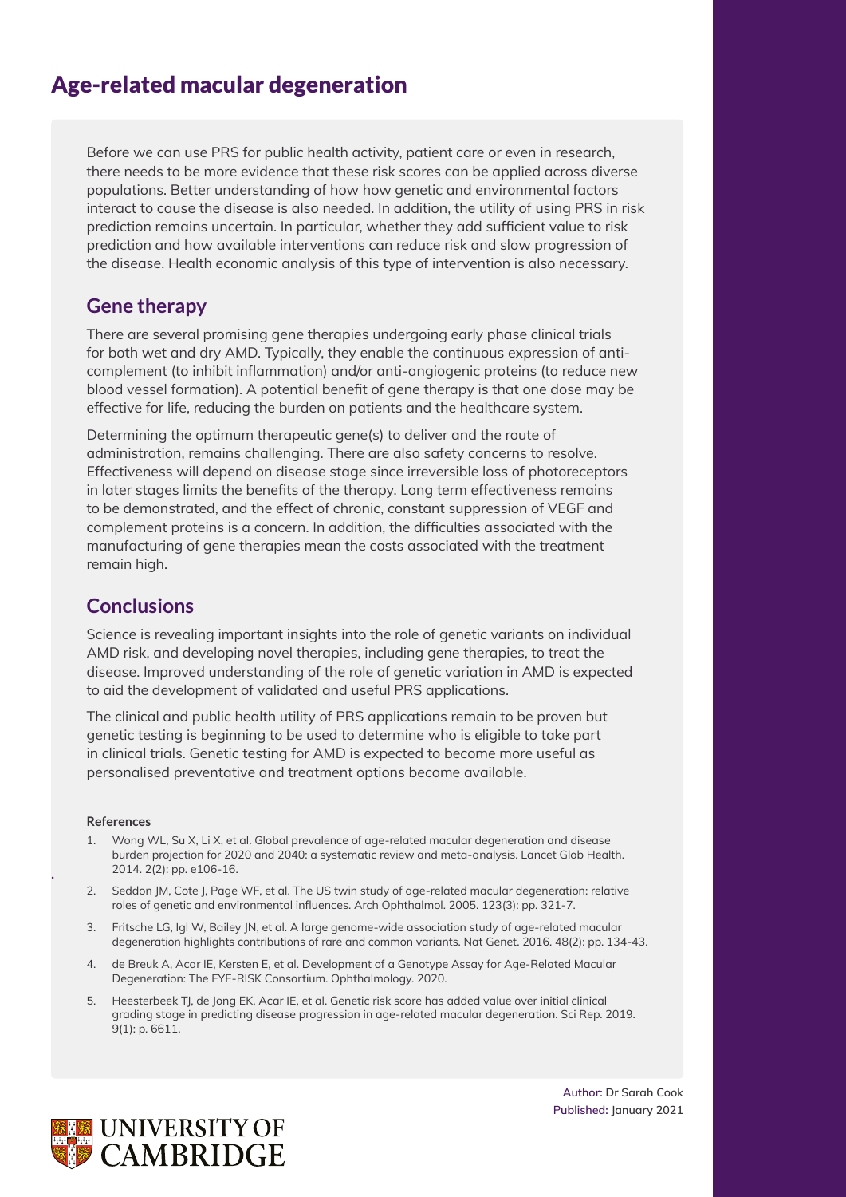# Age-related macular degeneration

Before we can use PRS for public health activity, patient care or even in research, there needs to be more evidence that these risk scores can be applied across diverse populations. Better understanding of how how genetic and environmental factors interact to cause the disease is also needed. In addition, the utility of using PRS in risk prediction remains uncertain. In particular, whether they add sufficient value to risk prediction and how available interventions can reduce risk and slow progression of the disease. Health economic analysis of this type of intervention is also necessary.

## Gene therapy

There are several promising gene therapies undergoing early phase clinical trials for both wet and dry AMD. Typically, they enable the continuous expression of anti-complement (to inhibit inflammation) and/or anti-angiogenic proteins (to reduce new blood vessel formation). A potential benefit of gene therapy is that one dose may be effective for life, reducing the burden on patients and the healthcare system.

Determining the optimum therapeutic gene(s) to deliver and the route of administration, remains challenging. There are also safety concerns to resolve. Effectiveness will depend on disease stage since irreversible loss of photoreceptors in later stages limits the benefits of the therapy. Long term effectiveness remains to be demonstrated, and the effect of chronic, constant suppression of VEGF and complement proteins is a concern. In addition, the difficulties associated with the manufacturing of gene therapies mean the costs associated with the treatment remain high.

## Conclusions

Science is revealing important insights into the role of genetic variants on individual AMD risk, and developing novel therapies, including gene therapies, to treat the disease. Improved understanding of the role of genetic variation in AMD is expected to aid the development of validated and useful PRS applications.

The clinical and public health utility of PRS applications remain to be proven but genetic testing is beginning to be used to determine who is eligible to take part in clinical trials. Genetic testing for AMD is expected to become more useful as personalised preventative and treatment options become available.

**References**

1. Wong WL, Su X, Li X, et al. Global prevalence of age-related macular degeneration and disease burden projection for 2020 and 2040: a systematic review and meta-analysis. Lancet Glob Health. 2014. 2(2): pp. e106-16.
2. Seddon JM, Cote J, Page WF, et al. The US twin study of age-related macular degeneration: relative roles of genetic and environmental influences. Arch Ophthalmol. 2005. 123(3): pp. 321-7.
3. Fritsche LG, Igl W, Bailey JN, et al. A large genome-wide association study of age-related macular degeneration highlights contributions of rare and common variants. Nat Genet. 2016. 48(2): pp. 134-43.
4. de Breuk A, Acar IE, Kersten E, et al. Development of a Genotype Assay for Age-Related Macular Degeneration: The EYE-RISK Consortium. Ophthalmology. 2020.
5. Heesterbeek TJ, de Jong EK, Acar IE, et al. Genetic risk score has added value over initial clinical grading stage in predicting disease progression in age-related macular degeneration. Sci Rep. 2019. 9(1): p. 6611.

Author: Dr Sarah Cook
Published: January 2021

UNIVERSITY OF CAMBRIDGE